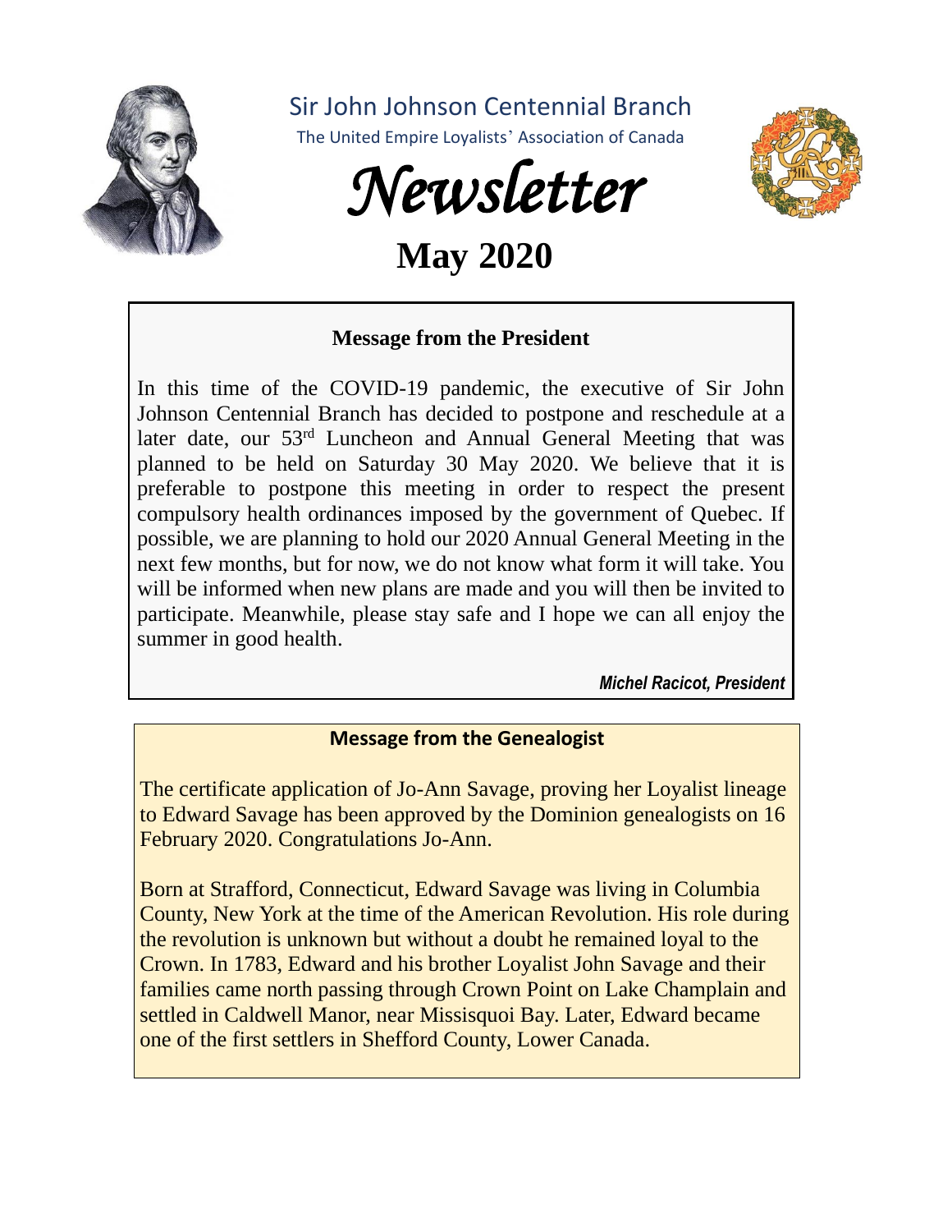# Sir John Johnson Centennial Branch

The United Empire Loyalists' Association of Canada

# *Newsletter*

## May 2020

### Message from the President

In this time of the COVID-19 pandemic, the executive of Sir John Johnson Centennial Branch has decided to postpone and reschedule at a later date, our 53rd Luncheon and Annual General Meeting that was planned to be held on Saturday 30 May 2020. We believe that it is preferable to postpone this meeting in order to respect the present compulsory health ordinances imposed by the government of Quebec. If possible, we are planning to hold our 2020 Annual General Meeting in the next few months, but for now, we do not know what form it will take. You will be informed when new plans are made and you will then be invited to participate. Meanwhile, please stay safe and I hope we can all enjoy the summer in good health.

*Michel Racicot, President*

### Message from the Genealogist

The certificate application of Jo-Ann Savage, proving her Loyalist lineage to Edward Savage has been approved by the Dominion genealogists on 16 February 2020. Congratulations Jo-Ann.

Born at Strafford, Connecticut, Edward Savage was living in Columbia County, New York at the time of the American Revolution. His role during the revolution is unknown but without a doubt he remained loyal to the Crown. In 1783, Edward and his brother Loyalist John Savage and their families came north passing through Crown Point on Lake Champlain and settled in Caldwell Manor, near Missisquoi Bay. Later, Edward became one of the first settlers in Shefford County, Lower Canada.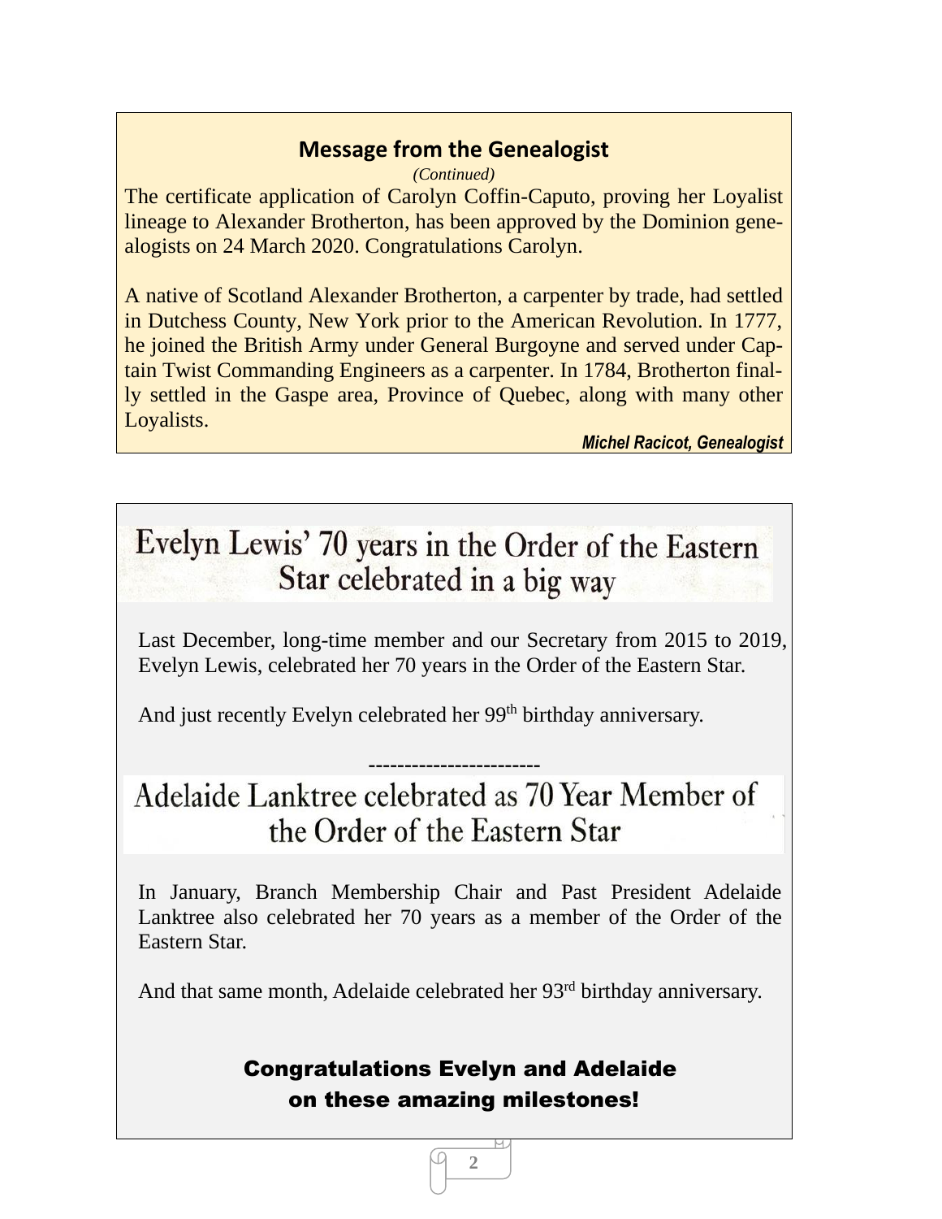## Message from the Genealogist

*(Continued)*

The certificate application of Carolyn Coffin-Caputo, proving her Loyalist lineage to Alexander Brotherton, has been approved by the Dominion genealogists on 24 March 2020. Congratulations Carolyn.

A native of Scotland Alexander Brotherton, a carpenter by trade, had settled in Dutchess County, New York prior to the American Revolution. In 1777, he joined the British Army under General Burgoyne and served under Captain Twist Commanding Engineers as a carpenter. In 1784, Brotherton finally settled in the Gaspe area, Province of Quebec, along with many other Loyalists.

***Michel Racicot, Genealogist***

## Evelyn Lewis' 70 years in the Order of the Eastern Star celebrated in a big way

Last December, long-time member and our Secretary from 2015 to 2019, Evelyn Lewis, celebrated her 70 years in the Order of the Eastern Star.

And just recently Evelyn celebrated her 99th birthday anniversary.

-----------------------

## Adelaide Lanktree celebrated as 70 Year Member of the Order of the Eastern Star

In January, Branch Membership Chair and Past President Adelaide Lanktree also celebrated her 70 years as a member of the Order of the Eastern Star.

And that same month, Adelaide celebrated her 93rd birthday anniversary.

**Congratulations Evelyn and Adelaide on these amazing milestones!**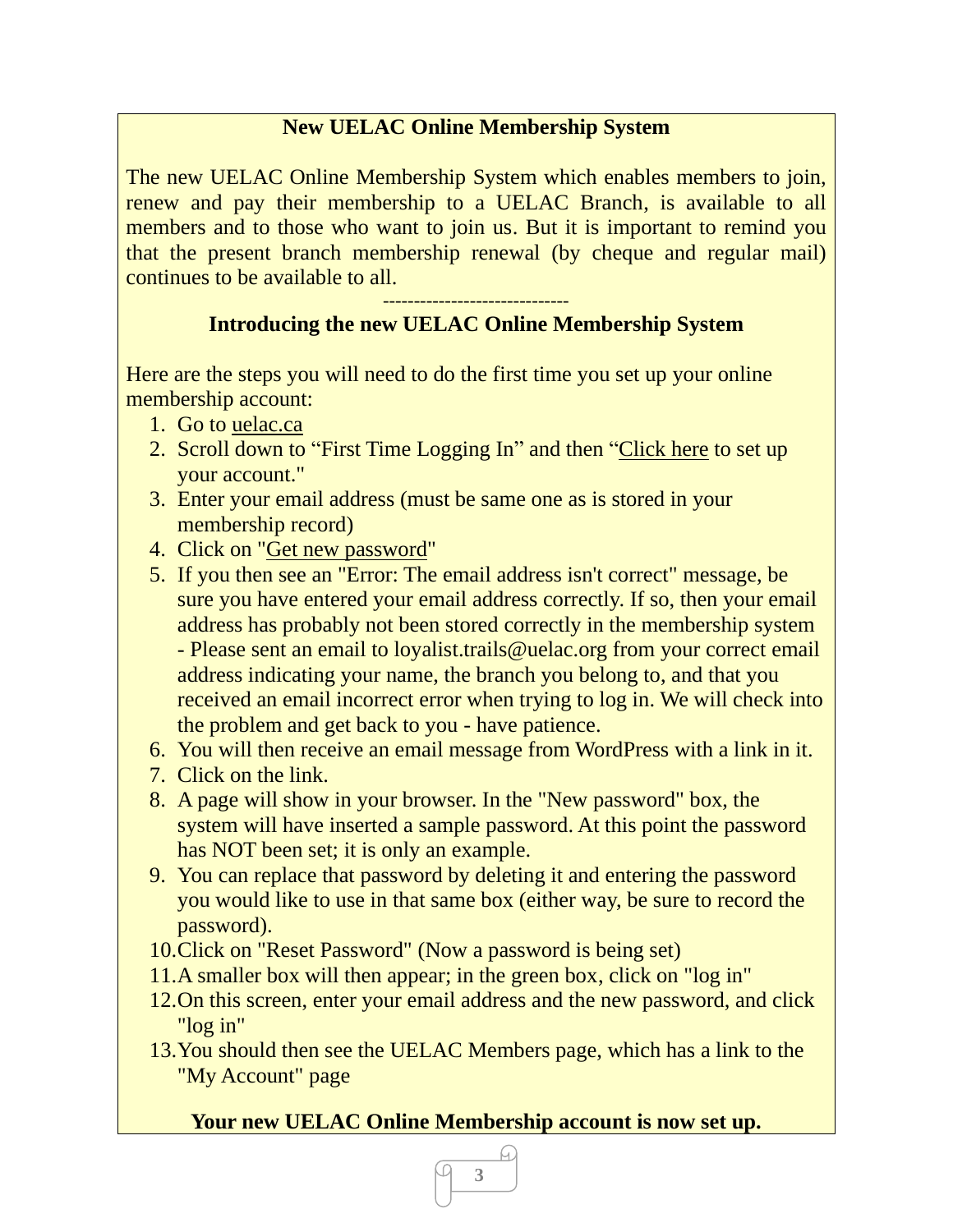## New UELAC Online Membership System

The new UELAC Online Membership System which enables members to join, renew and pay their membership to a UELAC Branch, is available to all members and to those who want to join us. But it is important to remind you that the present branch membership renewal (by cheque and regular mail) continues to be available to all.

------------------------------

## Introducing the new UELAC Online Membership System

Here are the steps you will need to do the first time you set up your online membership account:

1. Go to uelac.ca
2. Scroll down to “First Time Logging In” and then “Click here to set up your account."
3. Enter your email address (must be same one as is stored in your membership record)
4. Click on "Get new password"
5. If you then see an "Error: The email address isn't correct" message, be sure you have entered your email address correctly. If so, then your email address has probably not been stored correctly in the membership system - Please sent an email to loyalist.trails@uelac.org from your correct email address indicating your name, the branch you belong to, and that you received an email incorrect error when trying to log in. We will check into the problem and get back to you - have patience.
6. You will then receive an email message from WordPress with a link in it.
7. Click on the link.
8. A page will show in your browser. In the "New password" box, the system will have inserted a sample password. At this point the password has NOT been set; it is only an example.
9. You can replace that password by deleting it and entering the password you would like to use in that same box (either way, be sure to record the password).
10. Click on "Reset Password" (Now a password is being set)
11. A smaller box will then appear; in the green box, click on "log in"
12. On this screen, enter your email address and the new password, and click "log in"
13. You should then see the UELAC Members page, which has a link to the "My Account" page

**Your new UELAC Online Membership account is now set up.**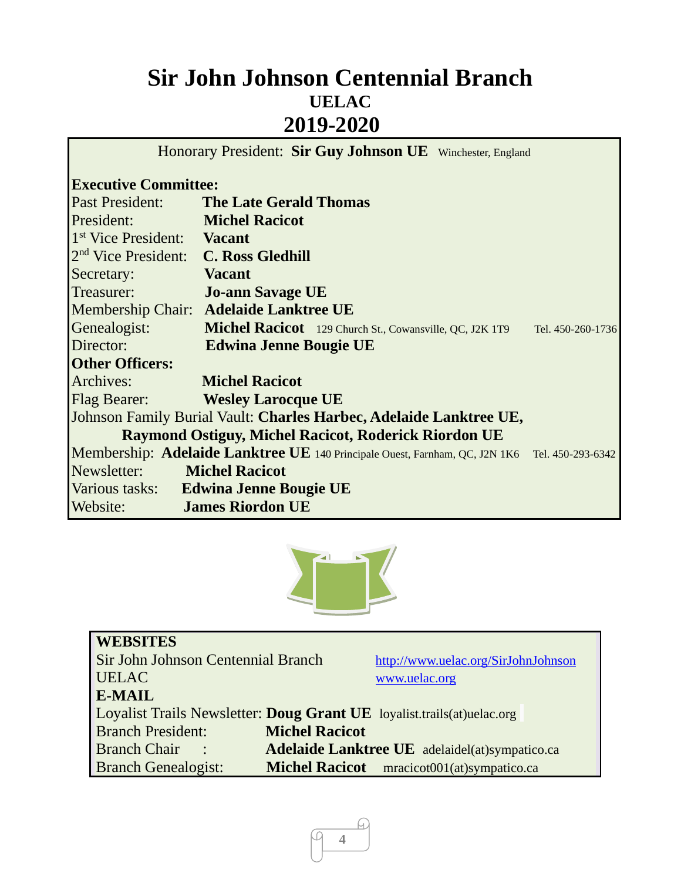# Sir John Johnson Centennial Branch

## UELAC

## 2019-2020

Honorary President: **Sir Guy Johnson UE** Winchester, England

**Executive Committee:**

| | | | |
|---|---|---|---|
| Past President: | **The Late Gerald Thomas** | | |
| President: | **Michel Racicot** | | |
| 1st Vice President: | **Vacant** | | |
| 2nd Vice President: | **C. Ross Gledhill** | | |
| Secretary: | **Vacant** | | |
| Treasurer: | **Jo-ann Savage UE** | | |
| Membership Chair: | **Adelaide Lanktree UE** | | |
| Genealogist: | **Michel Racicot** | 129 Church St., Cowansville, QC, J2K 1T9 | Tel. 450-260-1736 |
| Director: | **Edwina Jenne Bougie UE** | | |

**Other Officers:**

Archives: **Michel Racicot**

Flag Bearer: **Wesley Larocque UE**

Johnson Family Burial Vault: **Charles Harbec, Adelaide Lanktree UE, Raymond Ostiguy, Michel Racicot, Roderick Riordon UE**

Membership: **Adelaide Lanktree UE** 140 Principale Ouest, Farnham, QC, J2N 1K6 Tel. 450-293-6342

Newsletter: **Michel Racicot**

Various tasks: **Edwina Jenne Bougie UE**

Website: **James Riordon UE**

**WEBSITES**

| | |
|---|---|
| Sir John Johnson Centennial Branch | http://www.uelac.org/SirJohnJohnson |
| UELAC | www.uelac.org |

**E-MAIL**

Loyalist Trails Newsletter: **Doug Grant UE** loyalist.trails(at)uelac.org

Branch President: **Michel Racicot**

Branch Chair : **Adelaide Lanktree UE** adelaidel(at)sympatico.ca

Branch Genealogist: **Michel Racicot** mracicot001(at)sympatico.ca